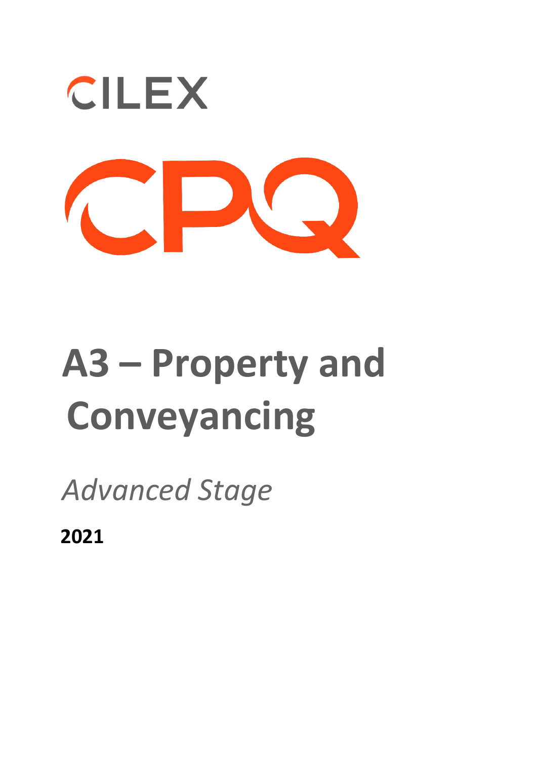CILEX

CPQ

# A3 – Property and Conveyancing

*Advanced Stage*

**2021**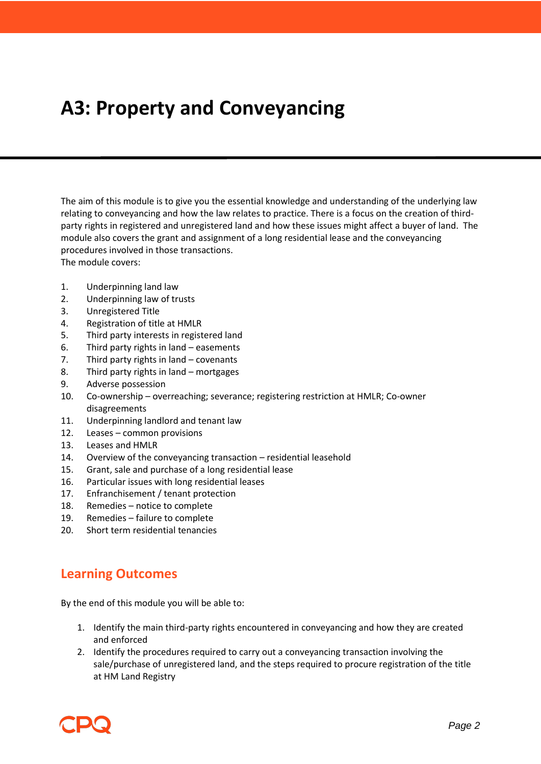# A3: Property and Conveyancing

The aim of this module is to give you the essential knowledge and understanding of the underlying law relating to conveyancing and how the law relates to practice. There is a focus on the creation of third-party rights in registered and unregistered land and how these issues might affect a buyer of land. The module also covers the grant and assignment of a long residential lease and the conveyancing procedures involved in those transactions.
The module covers:

1. Underpinning land law
2. Underpinning law of trusts
3. Unregistered Title
4. Registration of title at HMLR
5. Third party interests in registered land
6. Third party rights in land – easements
7. Third party rights in land – covenants
8. Third party rights in land – mortgages
9. Adverse possession
10. Co-ownership – overreaching; severance; registering restriction at HMLR; Co-owner disagreements
11. Underpinning landlord and tenant law
12. Leases – common provisions
13. Leases and HMLR
14. Overview of the conveyancing transaction – residential leasehold
15. Grant, sale and purchase of a long residential lease
16. Particular issues with long residential leases
17. Enfranchisement / tenant protection
18. Remedies – notice to complete
19. Remedies – failure to complete
20. Short term residential tenancies

## Learning Outcomes

By the end of this module you will be able to:

1. Identify the main third-party rights encountered in conveyancing and how they are created and enforced
2. Identify the procedures required to carry out a conveyancing transaction involving the sale/purchase of unregistered land, and the steps required to procure registration of the title at HM Land Registry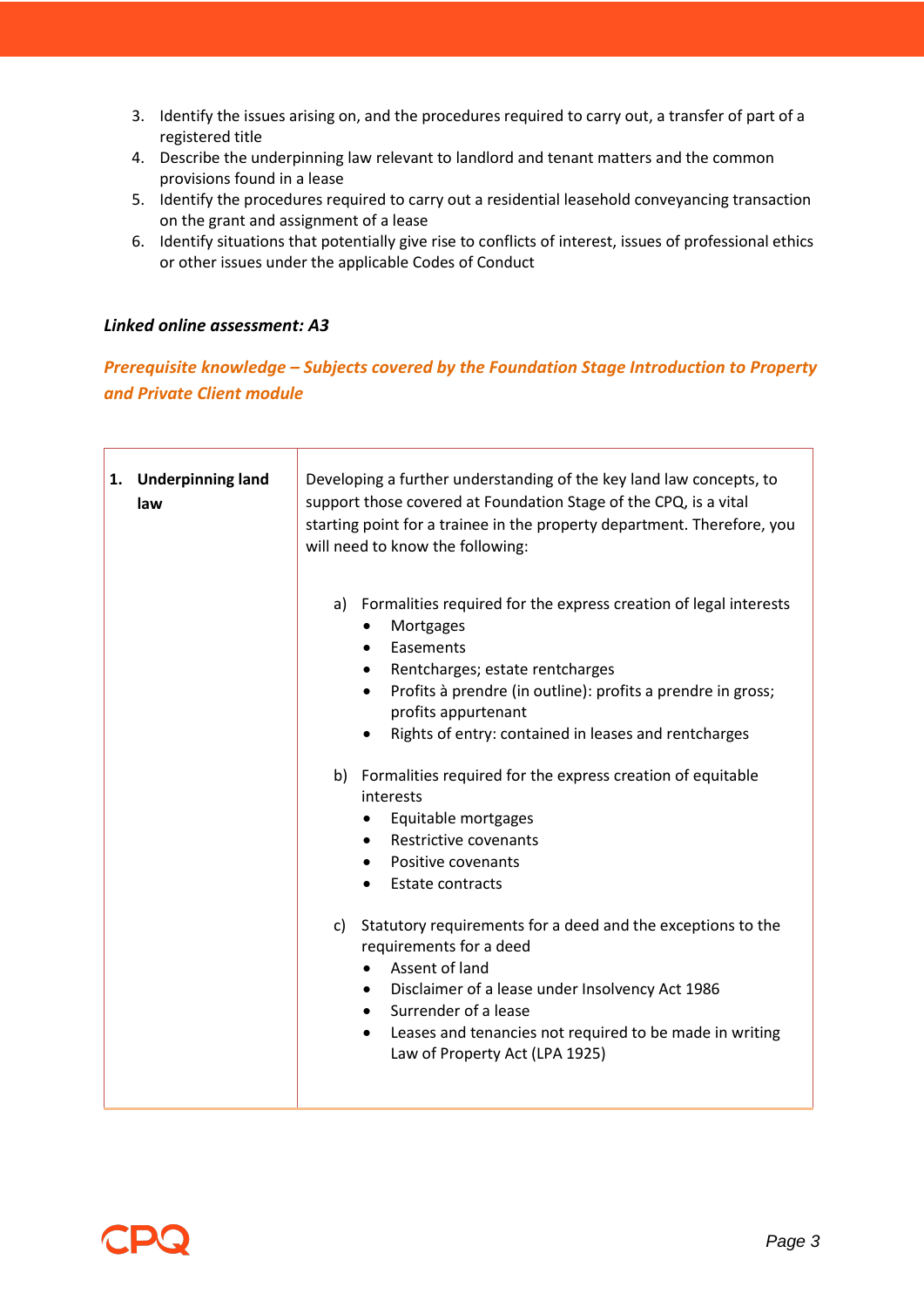3. Identify the issues arising on, and the procedures required to carry out, a transfer of part of a registered title
4. Describe the underpinning law relevant to landlord and tenant matters and the common provisions found in a lease
5. Identify the procedures required to carry out a residential leasehold conveyancing transaction on the grant and assignment of a lease
6. Identify situations that potentially give rise to conflicts of interest, issues of professional ethics or other issues under the applicable Codes of Conduct

***Linked online assessment: A3***

***Prerequisite knowledge – Subjects covered by the Foundation Stage Introduction to Property and Private Client module***

| | |
|---|---|
| **1. Underpinning land law** | Developing a further understanding of the key land law concepts, to support those covered at Foundation Stage of the CPQ, is a vital starting point for a trainee in the property department. Therefore, you will need to know the following:<br><br>a) Formalities required for the express creation of legal interests<br>• Mortgages<br>• Easements<br>• Rentcharges; estate rentcharges<br>• Profits à prendre (in outline): profits a prendre in gross; profits appurtenant<br>• Rights of entry: contained in leases and rentcharges<br><br>b) Formalities required for the express creation of equitable interests<br>• Equitable mortgages<br>• Restrictive covenants<br>• Positive covenants<br>• Estate contracts<br><br>c) Statutory requirements for a deed and the exceptions to the requirements for a deed<br>• Assent of land<br>• Disclaimer of a lease under Insolvency Act 1986<br>• Surrender of a lease<br>• Leases and tenancies not required to be made in writing Law of Property Act (LPA 1925) |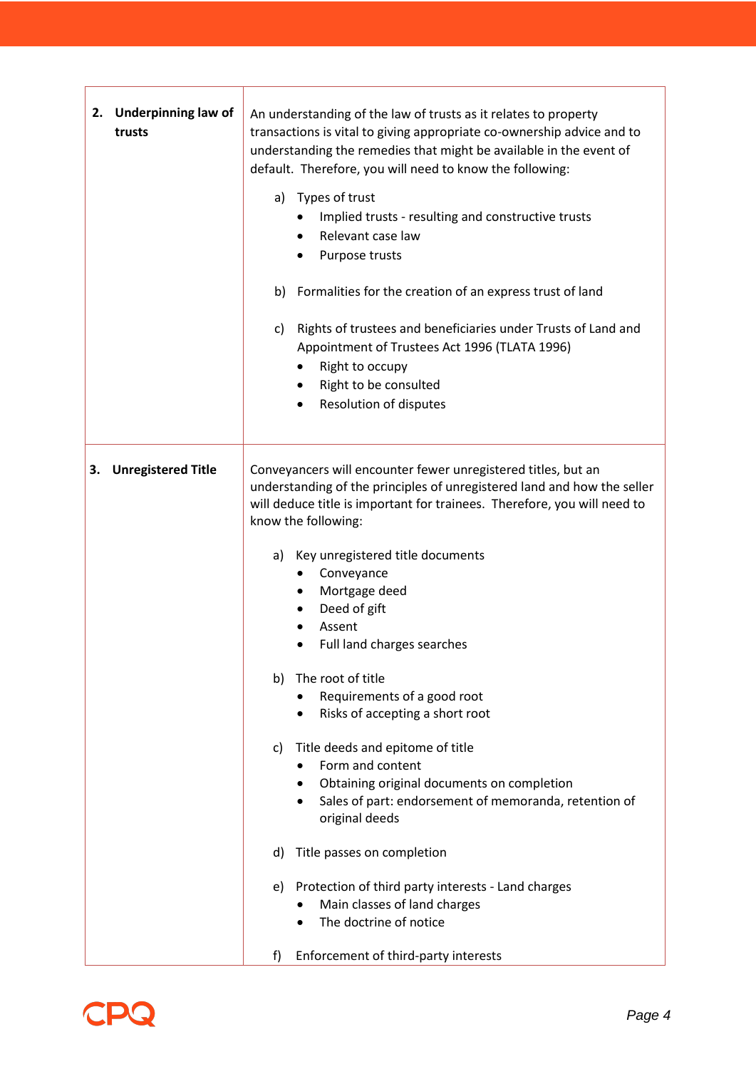| | |
|---|---|
| **2. Underpinning law of trusts** | An understanding of the law of trusts as it relates to property transactions is vital to giving appropriate co-ownership advice and to understanding the remedies that might be available in the event of default. Therefore, you will need to know the following:<br><br>a) Types of trust<br>• Implied trusts - resulting and constructive trusts<br>• Relevant case law<br>• Purpose trusts<br><br>b) Formalities for the creation of an express trust of land<br><br>c) Rights of trustees and beneficiaries under Trusts of Land and Appointment of Trustees Act 1996 (TLATA 1996)<br>• Right to occupy<br>• Right to be consulted<br>• Resolution of disputes |
| **3. Unregistered Title** | Conveyancers will encounter fewer unregistered titles, but an understanding of the principles of unregistered land and how the seller will deduce title is important for trainees. Therefore, you will need to know the following:<br><br>a) Key unregistered title documents<br>• Conveyance<br>• Mortgage deed<br>• Deed of gift<br>• Assent<br>• Full land charges searches<br><br>b) The root of title<br>• Requirements of a good root<br>• Risks of accepting a short root<br><br>c) Title deeds and epitome of title<br>• Form and content<br>• Obtaining original documents on completion<br>• Sales of part: endorsement of memoranda, retention of original deeds<br><br>d) Title passes on completion<br><br>e) Protection of third party interests - Land charges<br>• Main classes of land charges<br>• The doctrine of notice<br><br>f) Enforcement of third-party interests |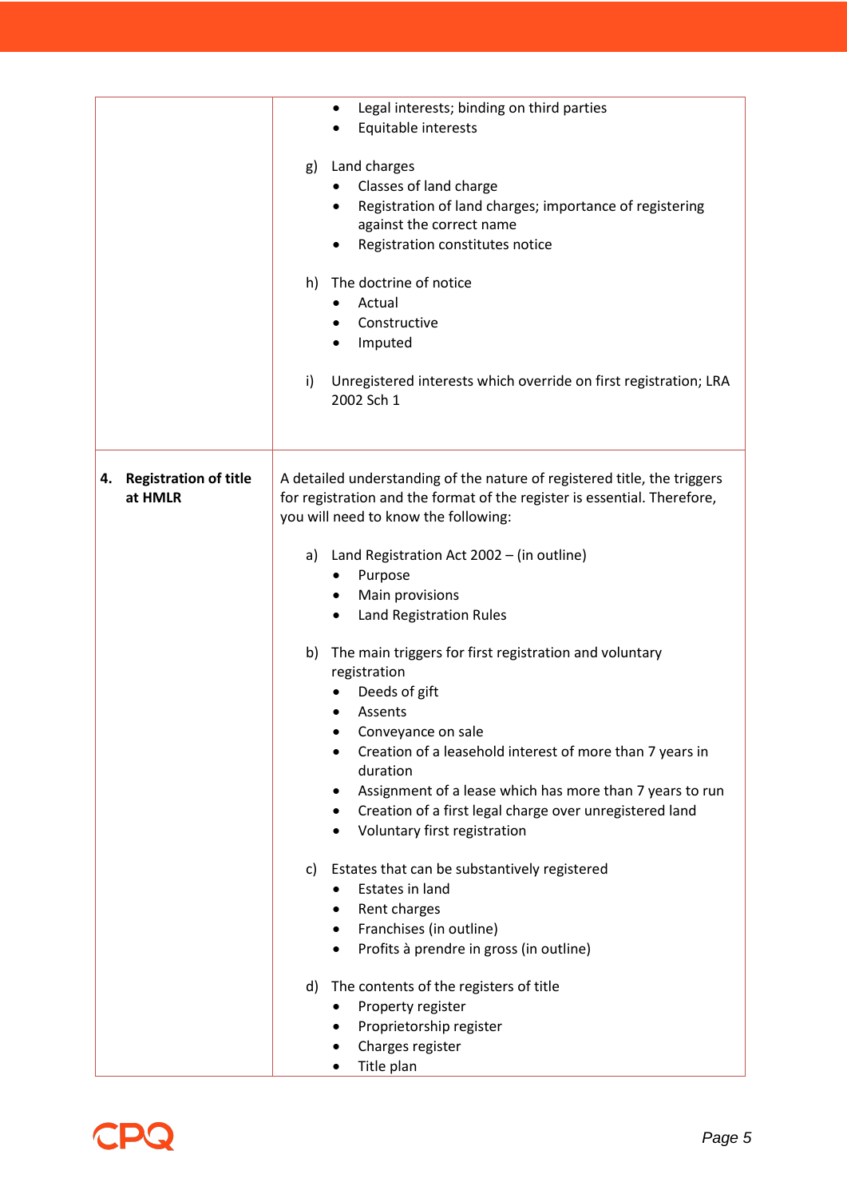| | |
|---|---|
| | • Legal interests; binding on third parties<br>• Equitable interests<br><br>g) Land charges<br>• Classes of land charge<br>• Registration of land charges; importance of registering against the correct name<br>• Registration constitutes notice<br><br>h) The doctrine of notice<br>• Actual<br>• Constructive<br>• Imputed<br><br>i) Unregistered interests which override on first registration; LRA 2002 Sch 1 |
| **4. Registration of title at HMLR** | A detailed understanding of the nature of registered title, the triggers for registration and the format of the register is essential. Therefore, you will need to know the following:<br><br>a) Land Registration Act 2002 – (in outline)<br>• Purpose<br>• Main provisions<br>• Land Registration Rules<br><br>b) The main triggers for first registration and voluntary registration<br>• Deeds of gift<br>• Assents<br>• Conveyance on sale<br>• Creation of a leasehold interest of more than 7 years in duration<br>• Assignment of a lease which has more than 7 years to run<br>• Creation of a first legal charge over unregistered land<br>• Voluntary first registration<br><br>c) Estates that can be substantively registered<br>• Estates in land<br>• Rent charges<br>• Franchises (in outline)<br>• Profits à prendre in gross (in outline)<br><br>d) The contents of the registers of title<br>• Property register<br>• Proprietorship register<br>• Charges register<br>• Title plan |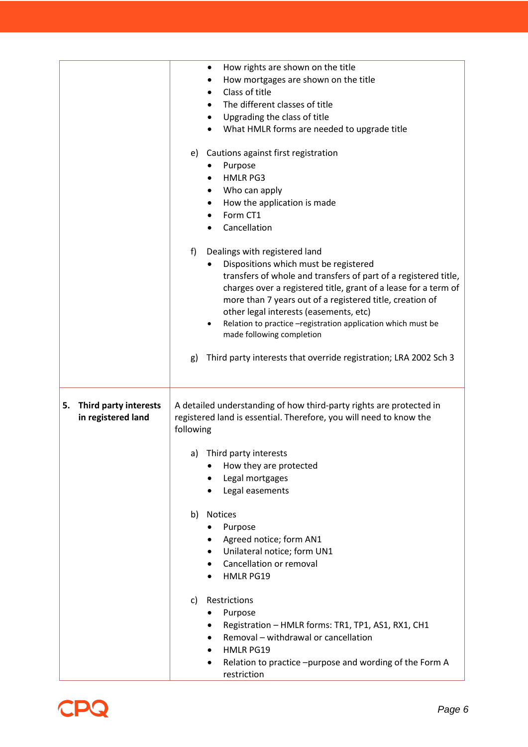| | |
|---|---|
| | • How rights are shown on the title<br>• How mortgages are shown on the title<br>• Class of title<br>• The different classes of title<br>• Upgrading the class of title<br>• What HMLR forms are needed to upgrade title<br><br>e) Cautions against first registration<br>• Purpose<br>• HMLR PG3<br>• Who can apply<br>• How the application is made<br>• Form CT1<br>• Cancellation<br><br>f) Dealings with registered land<br>• Dispositions which must be registered<br>transfers of whole and transfers of part of a registered title, charges over a registered title, grant of a lease for a term of more than 7 years out of a registered title, creation of other legal interests (easements, etc)<br>• Relation to practice –registration application which must be made following completion<br><br>g) Third party interests that override registration; LRA 2002 Sch 3 |
| **5. Third party interests in registered land** | A detailed understanding of how third-party rights are protected in registered land is essential. Therefore, you will need to know the following<br><br>a) Third party interests<br>• How they are protected<br>• Legal mortgages<br>• Legal easements<br><br>b) Notices<br>• Purpose<br>• Agreed notice; form AN1<br>• Unilateral notice; form UN1<br>• Cancellation or removal<br>• HMLR PG19<br><br>c) Restrictions<br>• Purpose<br>• Registration – HMLR forms: TR1, TP1, AS1, RX1, CH1<br>• Removal – withdrawal or cancellation<br>• HMLR PG19<br>• Relation to practice –purpose and wording of the Form A restriction |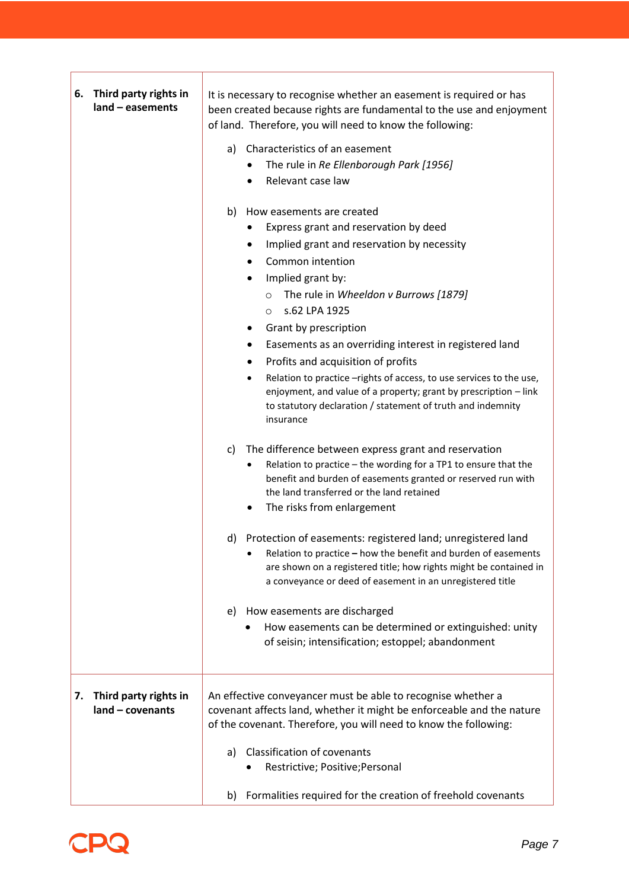| | |
|---|---|
| **6. Third party rights in land – easements** | It is necessary to recognise whether an easement is required or has been created because rights are fundamental to the use and enjoyment of land. Therefore, you will need to know the following:<br><br>a) Characteristics of an easement<br>• The rule in *Re Ellenborough Park [1956]*<br>• Relevant case law<br><br>b) How easements are created<br>• Express grant and reservation by deed<br>• Implied grant and reservation by necessity<br>• Common intention<br>• Implied grant by:<br>○ The rule in *Wheeldon v Burrows [1879]*<br>○ s.62 LPA 1925<br>• Grant by prescription<br>• Easements as an overriding interest in registered land<br>• Profits and acquisition of profits<br>• Relation to practice –rights of access, to use services to the use, enjoyment, and value of a property; grant by prescription – link to statutory declaration / statement of truth and indemnity insurance<br><br>c) The difference between express grant and reservation<br>• Relation to practice – the wording for a TP1 to ensure that the benefit and burden of easements granted or reserved run with the land transferred or the land retained<br>• The risks from enlargement<br><br>d) Protection of easements: registered land; unregistered land<br>• Relation to practice **–** how the benefit and burden of easements are shown on a registered title; how rights might be contained in a conveyance or deed of easement in an unregistered title<br><br>e) How easements are discharged<br>• How easements can be determined or extinguished: unity of seisin; intensification; estoppel; abandonment |
| **7. Third party rights in land – covenants** | An effective conveyancer must be able to recognise whether a covenant affects land, whether it might be enforceable and the nature of the covenant. Therefore, you will need to know the following:<br><br>a) Classification of covenants<br>• Restrictive; Positive;Personal<br><br>b) Formalities required for the creation of freehold covenants |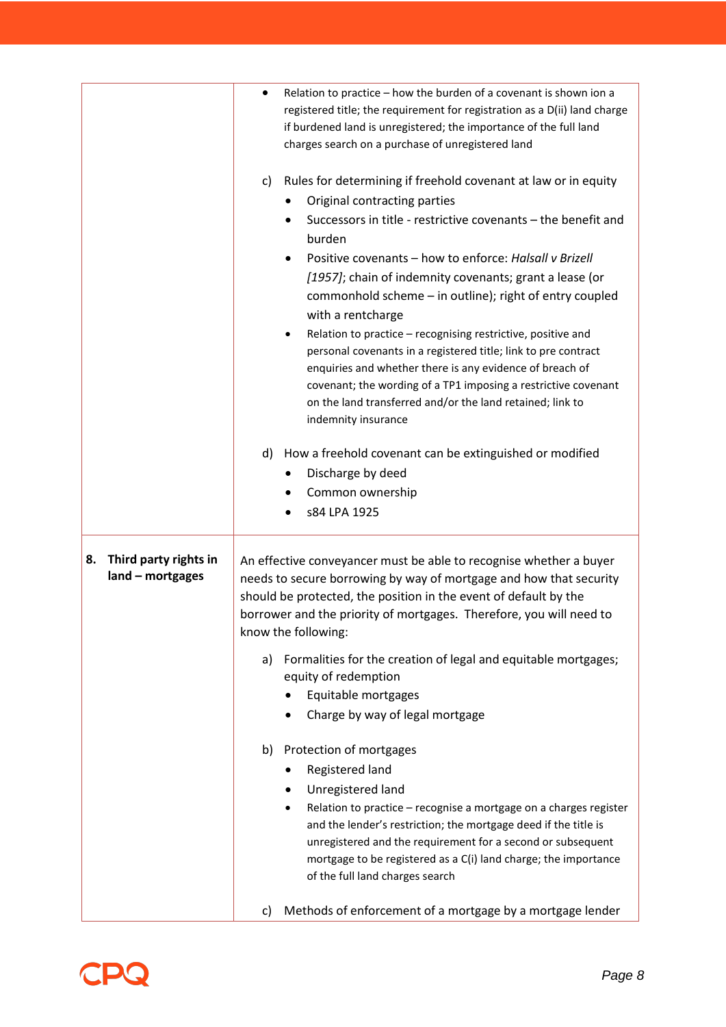| | |
|---|---|
| | • Relation to practice – how the burden of a covenant is shown ion a registered title; the requirement for registration as a D(ii) land charge if burdened land is unregistered; the importance of the full land charges search on a purchase of unregistered land<br><br>c) Rules for determining if freehold covenant at law or in equity<br>• Original contracting parties<br>• Successors in title - restrictive covenants – the benefit and burden<br>• Positive covenants – how to enforce: *Halsall v Brizell [1957]*; chain of indemnity covenants; grant a lease (or commonhold scheme – in outline); right of entry coupled with a rentcharge<br>• Relation to practice – recognising restrictive, positive and personal covenants in a registered title; link to pre contract enquiries and whether there is any evidence of breach of covenant; the wording of a TP1 imposing a restrictive covenant on the land transferred and/or the land retained; link to indemnity insurance<br><br>d) How a freehold covenant can be extinguished or modified<br>• Discharge by deed<br>• Common ownership<br>• s84 LPA 1925 |
| **8. Third party rights in land – mortgages** | An effective conveyancer must be able to recognise whether a buyer needs to secure borrowing by way of mortgage and how that security should be protected, the position in the event of default by the borrower and the priority of mortgages. Therefore, you will need to know the following:<br><br>a) Formalities for the creation of legal and equitable mortgages; equity of redemption<br>• Equitable mortgages<br>• Charge by way of legal mortgage<br><br>b) Protection of mortgages<br>• Registered land<br>• Unregistered land<br>• Relation to practice – recognise a mortgage on a charges register and the lender's restriction; the mortgage deed if the title is unregistered and the requirement for a second or subsequent mortgage to be registered as a C(i) land charge; the importance of the full land charges search<br><br>c) Methods of enforcement of a mortgage by a mortgage lender |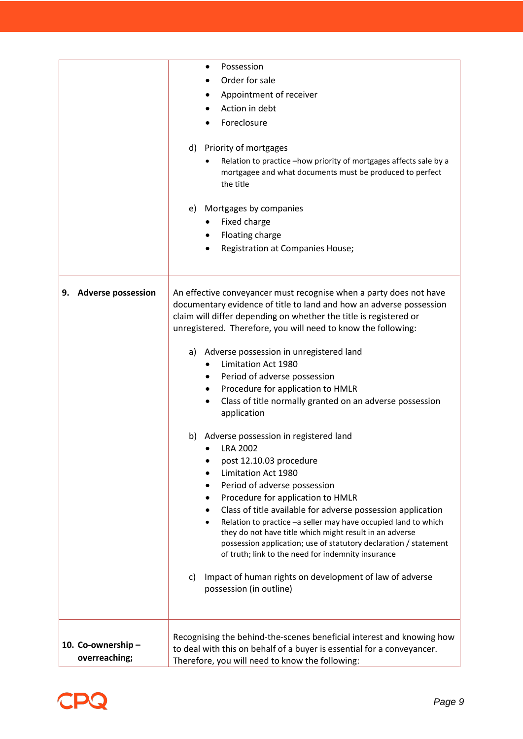| | |
|---|---|
| | • Possession<br>• Order for sale<br>• Appointment of receiver<br>• Action in debt<br>• Foreclosure<br><br>d) Priority of mortgages<br>• Relation to practice –how priority of mortgages affects sale by a mortgagee and what documents must be produced to perfect the title<br><br>e) Mortgages by companies<br>• Fixed charge<br>• Floating charge<br>• Registration at Companies House; |
| **9. Adverse possession** | An effective conveyancer must recognise when a party does not have documentary evidence of title to land and how an adverse possession claim will differ depending on whether the title is registered or unregistered. Therefore, you will need to know the following:<br><br>a) Adverse possession in unregistered land<br>• Limitation Act 1980<br>• Period of adverse possession<br>• Procedure for application to HMLR<br>• Class of title normally granted on an adverse possession application<br><br>b) Adverse possession in registered land<br>• LRA 2002<br>• post 12.10.03 procedure<br>• Limitation Act 1980<br>• Period of adverse possession<br>• Procedure for application to HMLR<br>• Class of title available for adverse possession application<br>• Relation to practice –a seller may have occupied land to which they do not have title which might result in an adverse possession application; use of statutory declaration / statement of truth; link to the need for indemnity insurance<br><br>c) Impact of human rights on development of law of adverse possession (in outline) |
| **10. Co-ownership – overreaching;** | Recognising the behind-the-scenes beneficial interest and knowing how to deal with this on behalf of a buyer is essential for a conveyancer. Therefore, you will need to know the following: |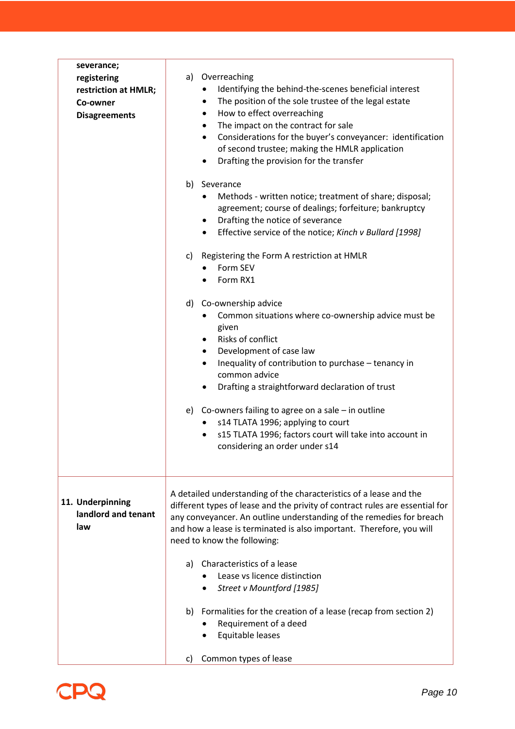| | |
|---|---|
| **severance; registering restriction at HMLR; Co-owner Disagreements** | a) Overreaching<br>• Identifying the behind-the-scenes beneficial interest<br>• The position of the sole trustee of the legal estate<br>• How to effect overreaching<br>• The impact on the contract for sale<br>• Considerations for the buyer's conveyancer: identification of second trustee; making the HMLR application<br>• Drafting the provision for the transfer<br><br>b) Severance<br>• Methods - written notice; treatment of share; disposal; agreement; course of dealings; forfeiture; bankruptcy<br>• Drafting the notice of severance<br>• Effective service of the notice; *Kinch v Bullard [1998]*<br><br>c) Registering the Form A restriction at HMLR<br>• Form SEV<br>• Form RX1<br><br>d) Co-ownership advice<br>• Common situations where co-ownership advice must be given<br>• Risks of conflict<br>• Development of case law<br>• Inequality of contribution to purchase – tenancy in common advice<br>• Drafting a straightforward declaration of trust<br><br>e) Co-owners failing to agree on a sale – in outline<br>• s14 TLATA 1996; applying to court<br>• s15 TLATA 1996; factors court will take into account in considering an order under s14 |
| **11. Underpinning landlord and tenant law** | A detailed understanding of the characteristics of a lease and the different types of lease and the privity of contract rules are essential for any conveyancer. An outline understanding of the remedies for breach and how a lease is terminated is also important. Therefore, you will need to know the following:<br><br>a) Characteristics of a lease<br>• Lease vs licence distinction<br>• *Street v Mountford [1985]*<br><br>b) Formalities for the creation of a lease (recap from section 2)<br>• Requirement of a deed<br>• Equitable leases<br><br>c) Common types of lease |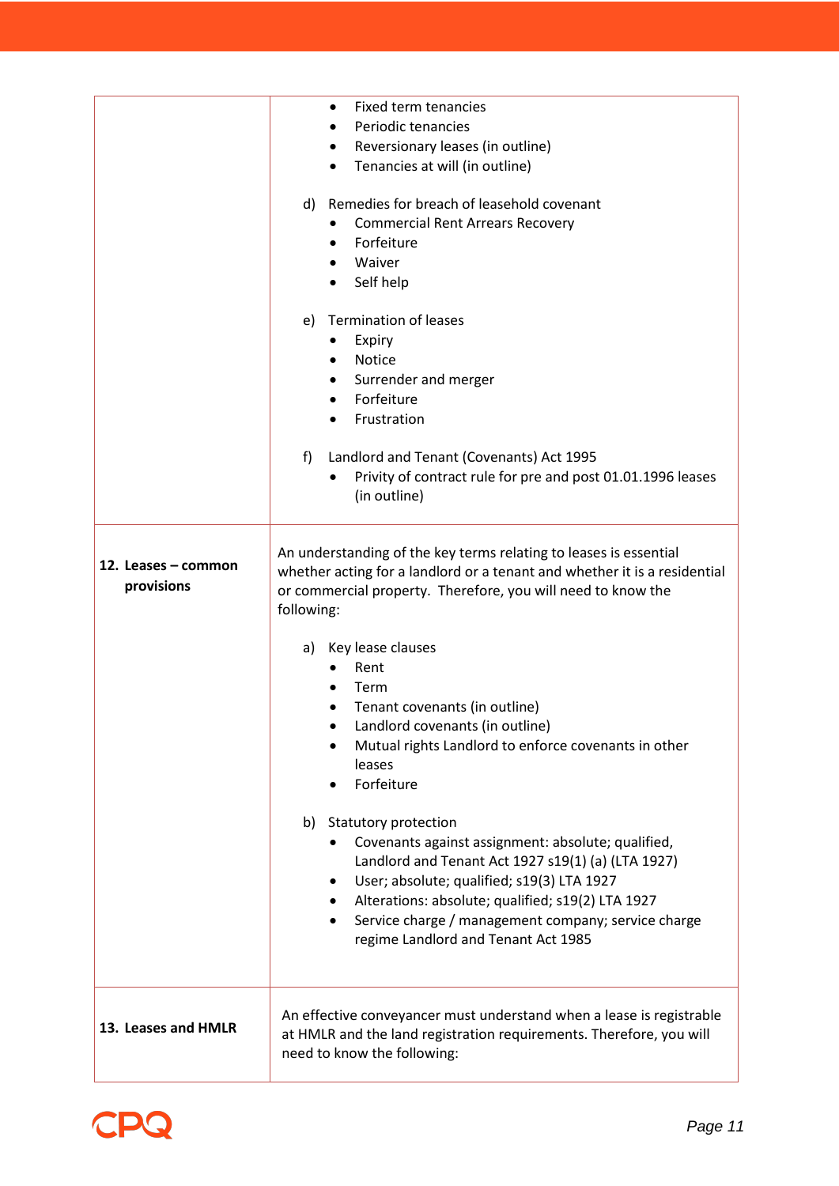| | |
|---|---|
| | • Fixed term tenancies<br>• Periodic tenancies<br>• Reversionary leases (in outline)<br>• Tenancies at will (in outline)<br><br>d) Remedies for breach of leasehold covenant<br>• Commercial Rent Arrears Recovery<br>• Forfeiture<br>• Waiver<br>• Self help<br><br>e) Termination of leases<br>• Expiry<br>• Notice<br>• Surrender and merger<br>• Forfeiture<br>• Frustration<br><br>f) Landlord and Tenant (Covenants) Act 1995<br>• Privity of contract rule for pre and post 01.01.1996 leases (in outline) |
| **12. Leases – common provisions** | An understanding of the key terms relating to leases is essential whether acting for a landlord or a tenant and whether it is a residential or commercial property. Therefore, you will need to know the following:<br><br>a) Key lease clauses<br>• Rent<br>• Term<br>• Tenant covenants (in outline)<br>• Landlord covenants (in outline)<br>• Mutual rights Landlord to enforce covenants in other leases<br>• Forfeiture<br><br>b) Statutory protection<br>• Covenants against assignment: absolute; qualified, Landlord and Tenant Act 1927 s19(1) (a) (LTA 1927)<br>• User; absolute; qualified; s19(3) LTA 1927<br>• Alterations: absolute; qualified; s19(2) LTA 1927<br>• Service charge / management company; service charge regime Landlord and Tenant Act 1985 |
| **13. Leases and HMLR** | An effective conveyancer must understand when a lease is registrable at HMLR and the land registration requirements. Therefore, you will need to know the following: |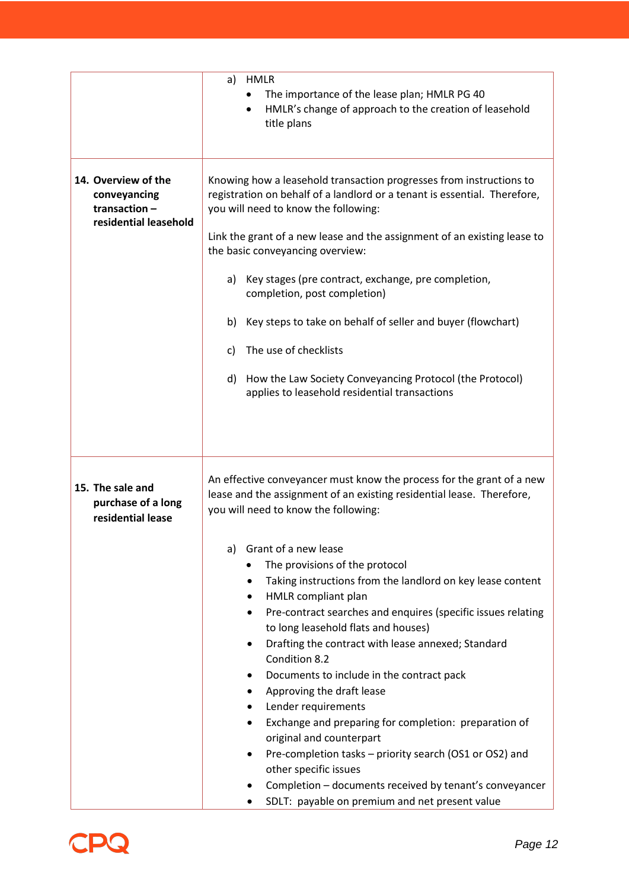| | |
|---|---|
| | a) HMLR<br>• The importance of the lease plan; HMLR PG 40<br>• HMLR's change of approach to the creation of leasehold title plans |
| **14. Overview of the conveyancing transaction – residential leasehold** | Knowing how a leasehold transaction progresses from instructions to registration on behalf of a landlord or a tenant is essential. Therefore, you will need to know the following:<br><br>Link the grant of a new lease and the assignment of an existing lease to the basic conveyancing overview:<br><br>a) Key stages (pre contract, exchange, pre completion, completion, post completion)<br><br>b) Key steps to take on behalf of seller and buyer (flowchart)<br><br>c) The use of checklists<br><br>d) How the Law Society Conveyancing Protocol (the Protocol) applies to leasehold residential transactions |
| **15. The sale and purchase of a long residential lease** | An effective conveyancer must know the process for the grant of a new lease and the assignment of an existing residential lease. Therefore, you will need to know the following:<br><br>a) Grant of a new lease<br>• The provisions of the protocol<br>• Taking instructions from the landlord on key lease content<br>• HMLR compliant plan<br>• Pre-contract searches and enquires (specific issues relating to long leasehold flats and houses)<br>• Drafting the contract with lease annexed; Standard Condition 8.2<br>• Documents to include in the contract pack<br>• Approving the draft lease<br>• Lender requirements<br>• Exchange and preparing for completion: preparation of original and counterpart<br>• Pre-completion tasks – priority search (OS1 or OS2) and other specific issues<br>• Completion – documents received by tenant's conveyancer<br>• SDLT: payable on premium and net present value |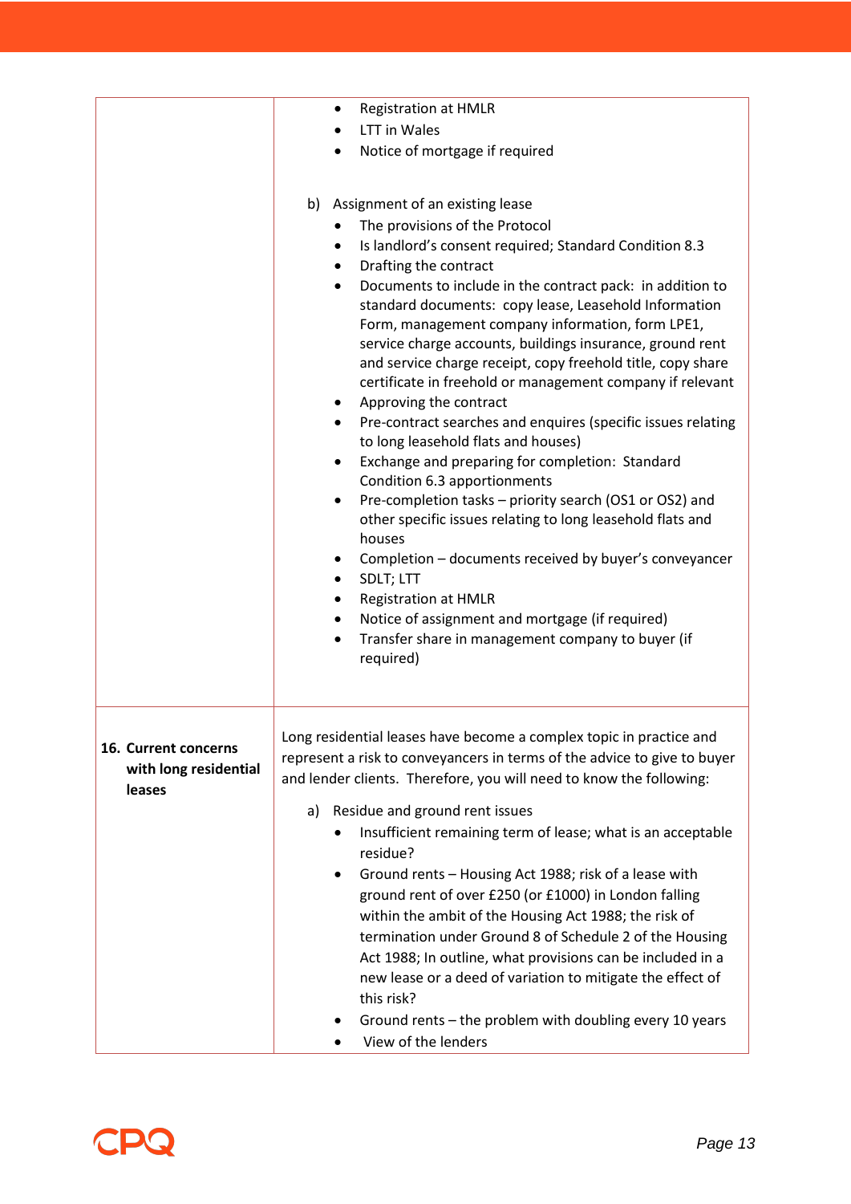| | |
|---|---|
| | • Registration at HMLR<br>• LTT in Wales<br>• Notice of mortgage if required<br><br>b) Assignment of an existing lease<br>• The provisions of the Protocol<br>• Is landlord's consent required; Standard Condition 8.3<br>• Drafting the contract<br>• Documents to include in the contract pack: in addition to standard documents: copy lease, Leasehold Information Form, management company information, form LPE1, service charge accounts, buildings insurance, ground rent and service charge receipt, copy freehold title, copy share certificate in freehold or management company if relevant<br>• Approving the contract<br>• Pre-contract searches and enquires (specific issues relating to long leasehold flats and houses)<br>• Exchange and preparing for completion: Standard Condition 6.3 apportionments<br>• Pre-completion tasks – priority search (OS1 or OS2) and other specific issues relating to long leasehold flats and houses<br>• Completion – documents received by buyer's conveyancer<br>• SDLT; LTT<br>• Registration at HMLR<br>• Notice of assignment and mortgage (if required)<br>• Transfer share in management company to buyer (if required) |
| **16. Current concerns with long residential leases** | Long residential leases have become a complex topic in practice and represent a risk to conveyancers in terms of the advice to give to buyer and lender clients. Therefore, you will need to know the following:<br><br>a) Residue and ground rent issues<br>• Insufficient remaining term of lease; what is an acceptable residue?<br>• Ground rents – Housing Act 1988; risk of a lease with ground rent of over £250 (or £1000) in London falling within the ambit of the Housing Act 1988; the risk of termination under Ground 8 of Schedule 2 of the Housing Act 1988; In outline, what provisions can be included in a new lease or a deed of variation to mitigate the effect of this risk?<br>• Ground rents – the problem with doubling every 10 years<br>• View of the lenders |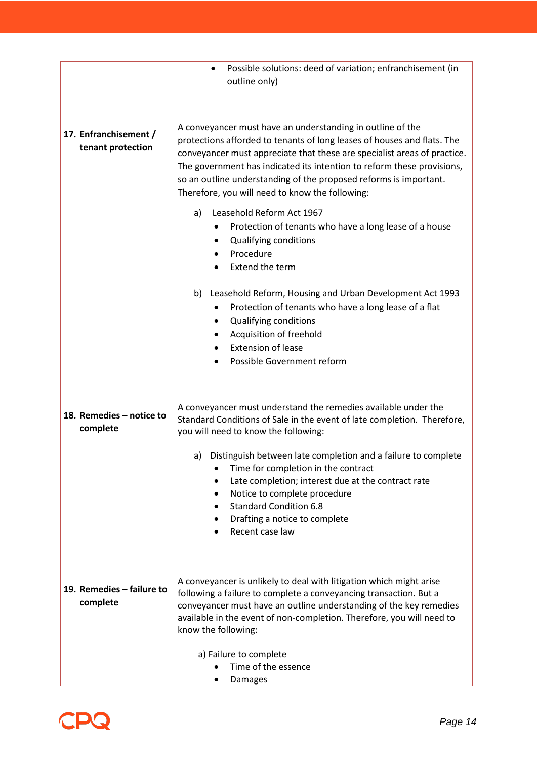| | |
|---|---|
| | • Possible solutions: deed of variation; enfranchisement (in outline only) |
| **17. Enfranchisement / tenant protection** | A conveyancer must have an understanding in outline of the protections afforded to tenants of long leases of houses and flats. The conveyancer must appreciate that these are specialist areas of practice. The government has indicated its intention to reform these provisions, so an outline understanding of the proposed reforms is important. Therefore, you will need to know the following:<br><br>a) Leasehold Reform Act 1967<br>• Protection of tenants who have a long lease of a house<br>• Qualifying conditions<br>• Procedure<br>• Extend the term<br><br>b) Leasehold Reform, Housing and Urban Development Act 1993<br>• Protection of tenants who have a long lease of a flat<br>• Qualifying conditions<br>• Acquisition of freehold<br>• Extension of lease<br>• Possible Government reform |
| **18. Remedies – notice to complete** | A conveyancer must understand the remedies available under the Standard Conditions of Sale in the event of late completion. Therefore, you will need to know the following:<br><br>a) Distinguish between late completion and a failure to complete<br>• Time for completion in the contract<br>• Late completion; interest due at the contract rate<br>• Notice to complete procedure<br>• Standard Condition 6.8<br>• Drafting a notice to complete<br>• Recent case law |
| **19. Remedies – failure to complete** | A conveyancer is unlikely to deal with litigation which might arise following a failure to complete a conveyancing transaction. But a conveyancer must have an outline understanding of the key remedies available in the event of non-completion. Therefore, you will need to know the following:<br><br>a) Failure to complete<br>• Time of the essence<br>• Damages |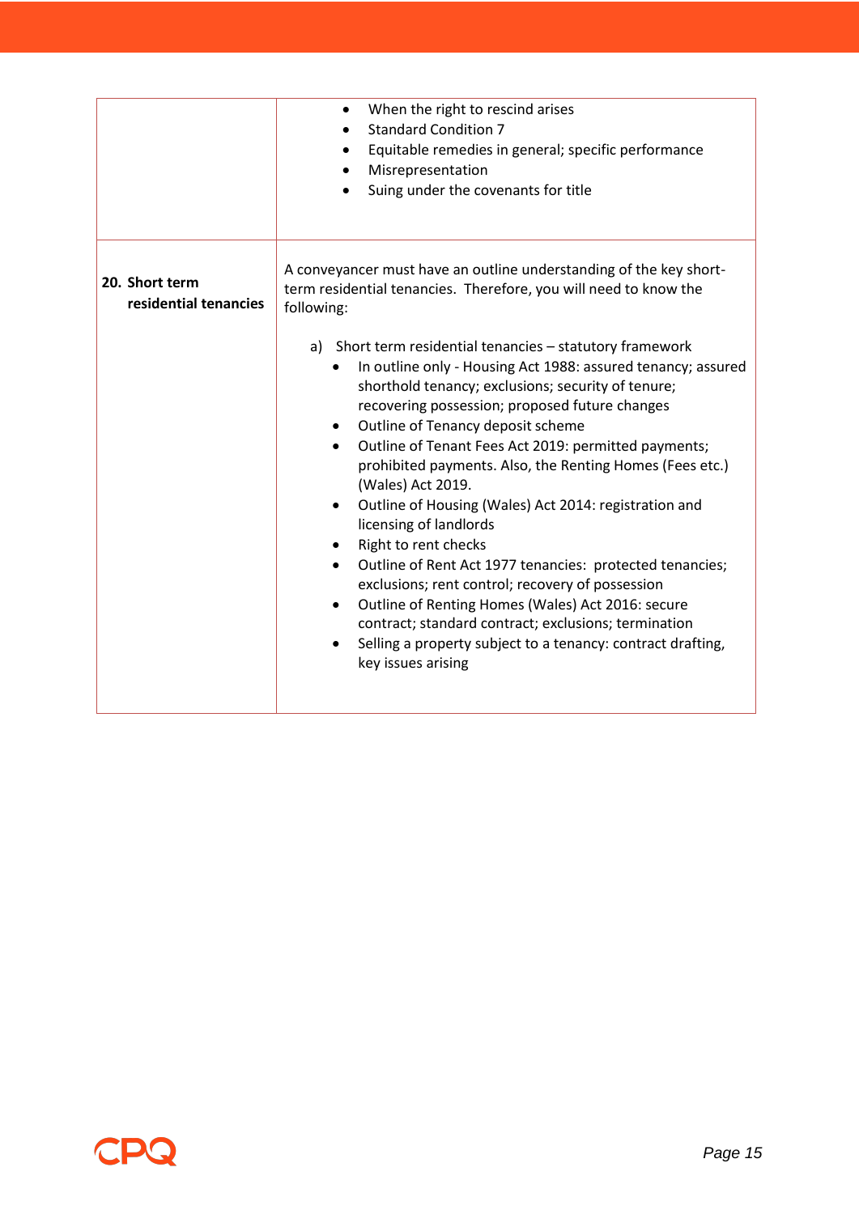| | |
|---|---|
| | • When the right to rescind arises<br>• Standard Condition 7<br>• Equitable remedies in general; specific performance<br>• Misrepresentation<br>• Suing under the covenants for title |
| **20. Short term residential tenancies** | A conveyancer must have an outline understanding of the key short-term residential tenancies. Therefore, you will need to know the following:<br><br>a) Short term residential tenancies – statutory framework<br>• In outline only - Housing Act 1988: assured tenancy; assured shorthold tenancy; exclusions; security of tenure; recovering possession; proposed future changes<br>• Outline of Tenancy deposit scheme<br>• Outline of Tenant Fees Act 2019: permitted payments; prohibited payments. Also, the Renting Homes (Fees etc.) (Wales) Act 2019.<br>• Outline of Housing (Wales) Act 2014: registration and licensing of landlords<br>• Right to rent checks<br>• Outline of Rent Act 1977 tenancies: protected tenancies; exclusions; rent control; recovery of possession<br>• Outline of Renting Homes (Wales) Act 2016: secure contract; standard contract; exclusions; termination<br>• Selling a property subject to a tenancy: contract drafting, key issues arising |